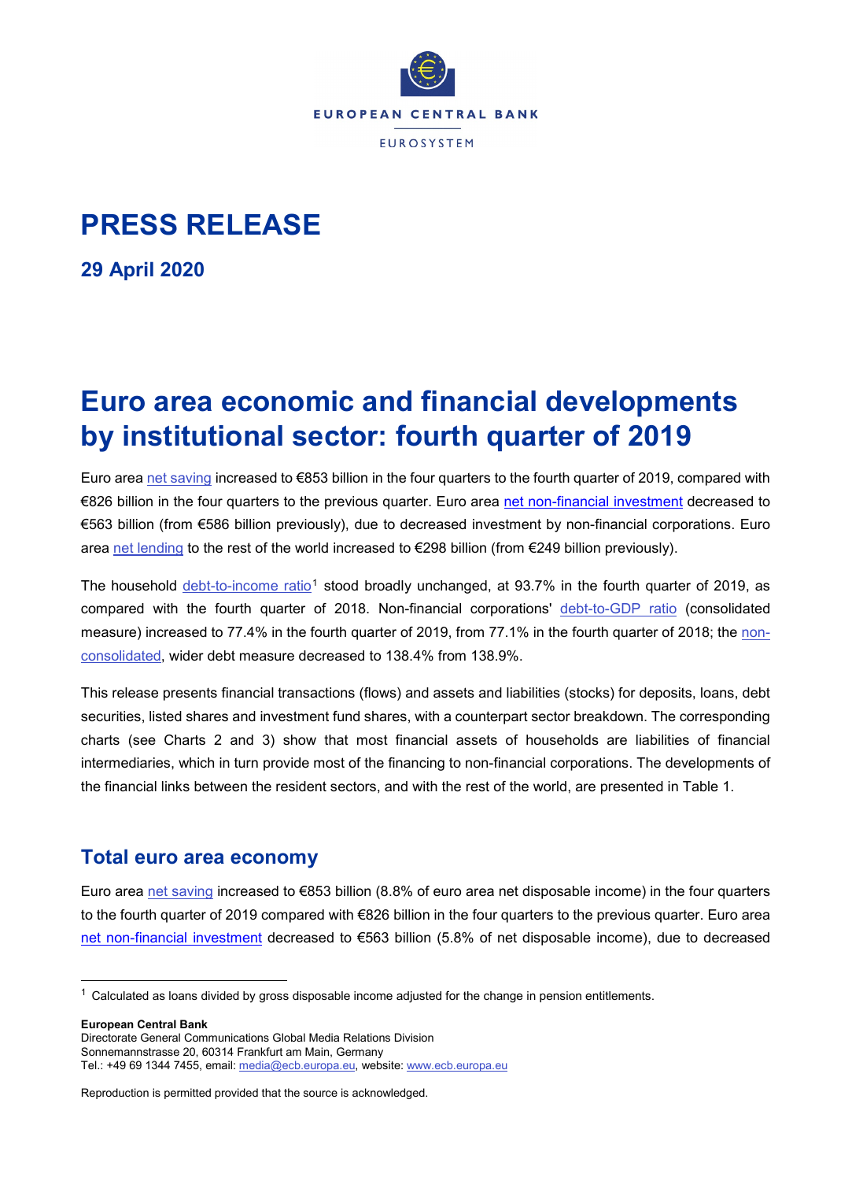EUROPEAN CENTRAL BANK

EUROSYSTEM

# PRESS RELEASE

**29 April 2020**

# Euro area economic and financial developments by institutional sector: fourth quarter of 2019

Euro area net saving increased to €853 billion in the four quarters to the fourth quarter of 2019, compared with €826 billion in the four quarters to the previous quarter. Euro area net non-financial investment decreased to €563 billion (from €586 billion previously), due to decreased investment by non-financial corporations. Euro area net lending to the rest of the world increased to €298 billion (from €249 billion previously).

The household debt-to-income ratio[1] stood broadly unchanged, at 93.7% in the fourth quarter of 2019, as compared with the fourth quarter of 2018. Non-financial corporations' debt-to-GDP ratio (consolidated measure) increased to 77.4% in the fourth quarter of 2019, from 77.1% in the fourth quarter of 2018; the non-consolidated, wider debt measure decreased to 138.4% from 138.9%.

This release presents financial transactions (flows) and assets and liabilities (stocks) for deposits, loans, debt securities, listed shares and investment fund shares, with a counterpart sector breakdown. The corresponding charts (see Charts 2 and 3) show that most financial assets of households are liabilities of financial intermediaries, which in turn provide most of the financing to non-financial corporations. The developments of the financial links between the resident sectors, and with the rest of the world, are presented in Table 1.

## Total euro area economy

Euro area net saving increased to €853 billion (8.8% of euro area net disposable income) in the four quarters to the fourth quarter of 2019 compared with €826 billion in the four quarters to the previous quarter. Euro area net non-financial investment decreased to €563 billion (5.8% of net disposable income), due to decreased

[1] Calculated as loans divided by gross disposable income adjusted for the change in pension entitlements.

**European Central Bank**
Directorate General Communications Global Media Relations Division
Sonnemannstrasse 20, 60314 Frankfurt am Main, Germany
Tel.: +49 69 1344 7455, email: media@ecb.europa.eu, website: www.ecb.europa.eu

Reproduction is permitted provided that the source is acknowledged.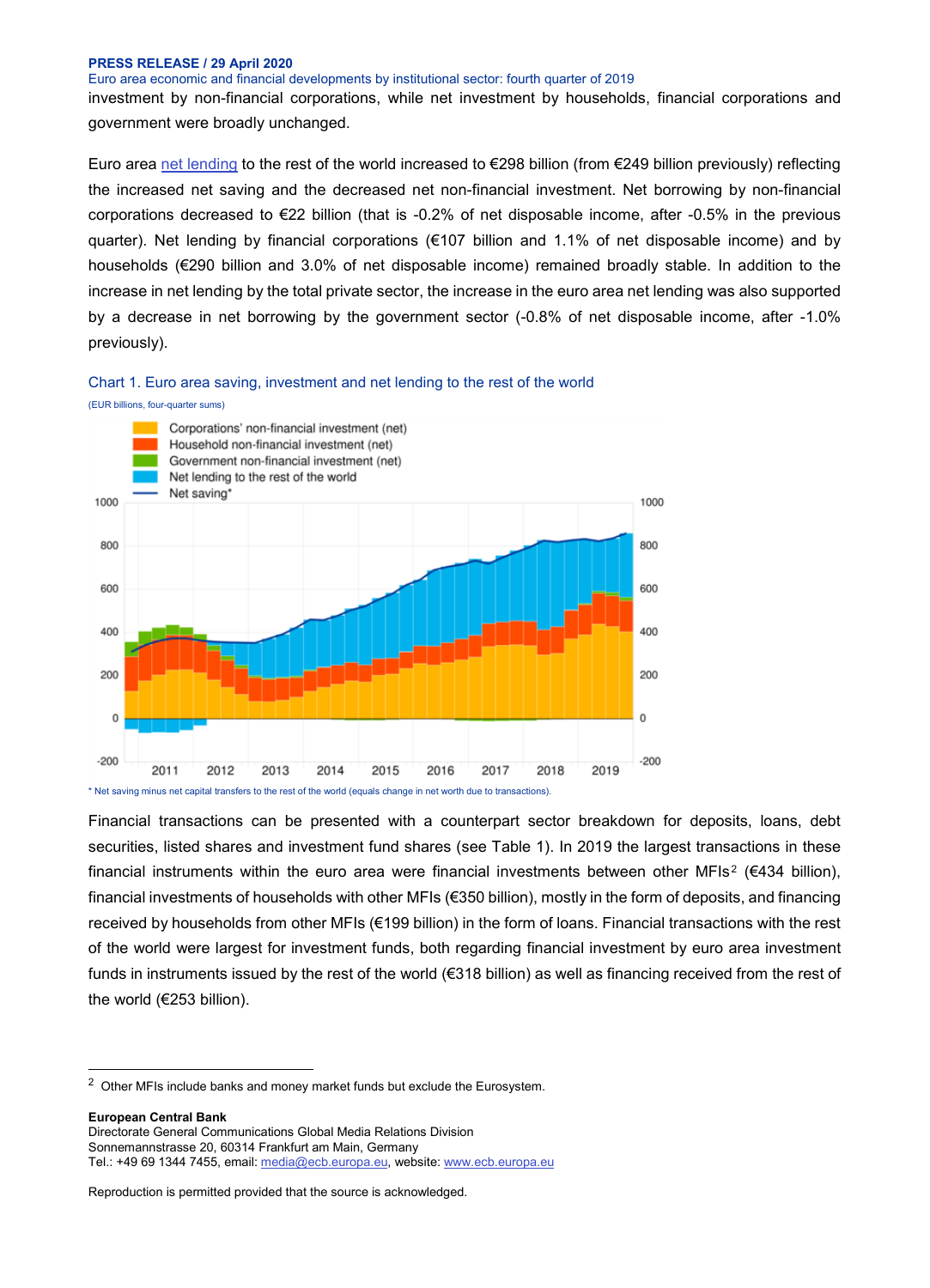investment by non-financial corporations, while net investment by households, financial corporations and government were broadly unchanged.

Euro area net lending to the rest of the world increased to €298 billion (from €249 billion previously) reflecting the increased net saving and the decreased net non-financial investment. Net borrowing by non-financial corporations decreased to €22 billion (that is -0.2% of net disposable income, after -0.5% in the previous quarter). Net lending by financial corporations (€107 billion and 1.1% of net disposable income) and by households (€290 billion and 3.0% of net disposable income) remained broadly stable. In addition to the increase in net lending by the total private sector, the increase in the euro area net lending was also supported by a decrease in net borrowing by the government sector (-0.8% of net disposable income, after -1.0% previously).

Chart 1. Euro area saving, investment and net lending to the rest of the world

(EUR billions, four-quarter sums)

Corporations' non-financial investment (net)
Household non-financial investment (net)
Government non-financial investment (net)
Net lending to the rest of the world
Net saving*

\* Net saving minus net capital transfers to the rest of the world (equals change in net worth due to transactions).

Financial transactions can be presented with a counterpart sector breakdown for deposits, loans, debt securities, listed shares and investment fund shares (see Table 1). In 2019 the largest transactions in these financial instruments within the euro area were financial investments between other MFIs[2] (€434 billion), financial investments of households with other MFIs (€350 billion), mostly in the form of deposits, and financing received by households from other MFIs (€199 billion) in the form of loans. Financial transactions with the rest of the world were largest for investment funds, both regarding financial investment by euro area investment funds in instruments issued by the rest of the world (€318 billion) as well as financing received from the rest of the world (€253 billion).

[2] Other MFIs include banks and money market funds but exclude the Eurosystem.

**European Central Bank**
Directorate General Communications Global Media Relations Division
Sonnemannstrasse 20, 60314 Frankfurt am Main, Germany
Tel.: +49 69 1344 7455, email: media@ecb.europa.eu, website: www.ecb.europa.eu

Reproduction is permitted provided that the source is acknowledged.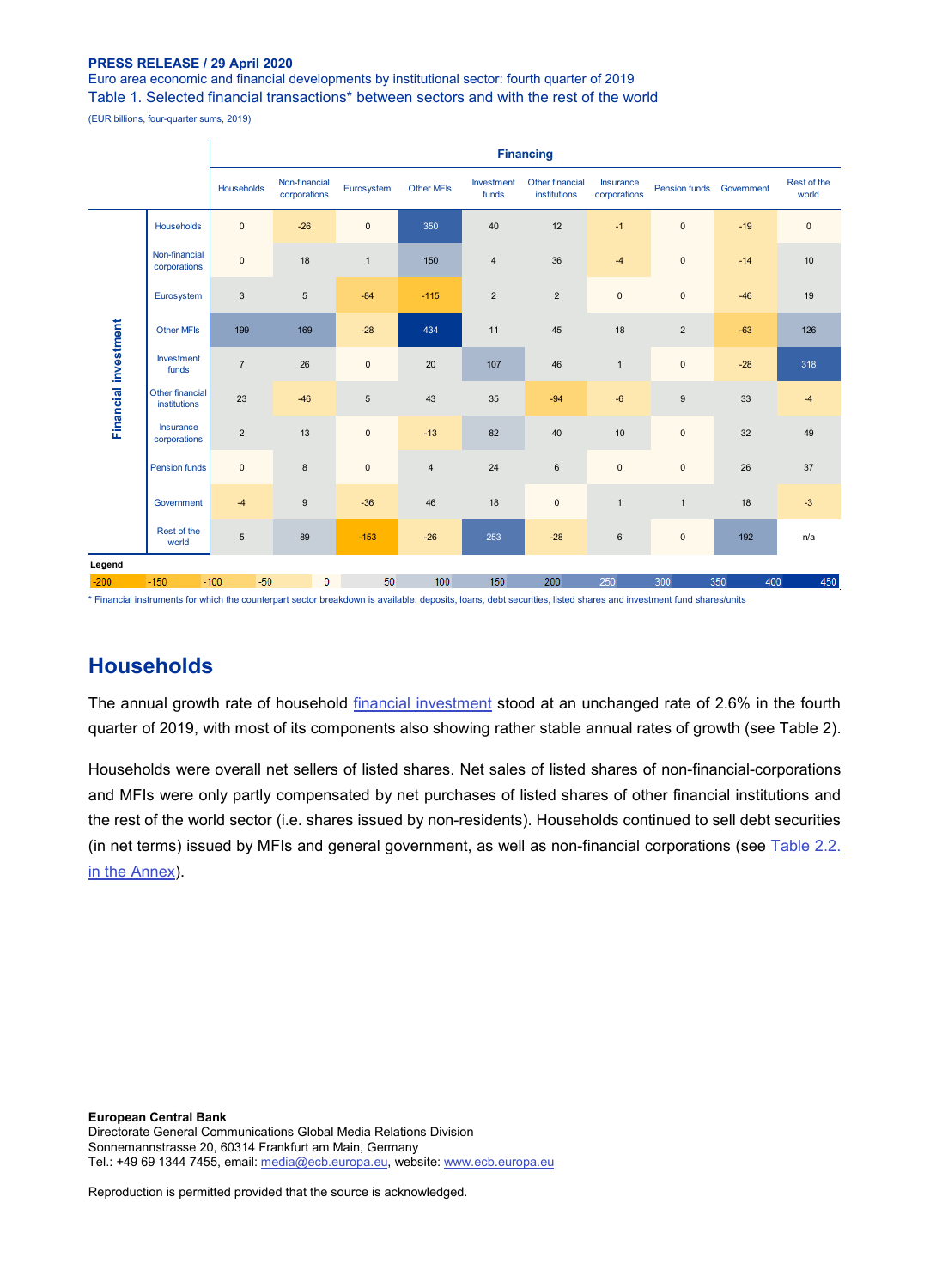**PRESS RELEASE / 29 April 2020**

Euro area economic and financial developments by institutional sector: fourth quarter of 2019

Table 1. Selected financial transactions* between sectors and with the rest of the world

(EUR billions, four-quarter sums, 2019)

| Financial investment | Financing: Households | Non-financial corporations | Eurosystem | Other MFIs | Investment funds | Other financial institutions | Insurance corporations | Pension funds | Government | Rest of the world |
|---|---|---|---|---|---|---|---|---|---|---|
| Households | 0 | -26 | 0 | 350 | 40 | 12 | -1 | 0 | -19 | 0 |
| Non-financial corporations | 0 | 18 | 1 | 150 | 4 | 36 | -4 | 0 | -14 | 10 |
| Eurosystem | 3 | 5 | -84 | -115 | 2 | 2 | 0 | 0 | -46 | 19 |
| Other MFIs | 199 | 169 | -28 | 434 | 11 | 45 | 18 | 2 | -63 | 126 |
| Investment funds | 7 | 26 | 0 | 20 | 107 | 46 | 1 | 0 | -28 | 318 |
| Other financial institutions | 23 | -46 | 5 | 43 | 35 | -94 | -6 | 9 | 33 | -4 |
| Insurance corporations | 2 | 13 | 0 | -13 | 82 | 40 | 10 | 0 | 32 | 49 |
| Pension funds | 0 | 8 | 0 | 4 | 24 | 6 | 0 | 0 | 26 | 37 |
| Government | -4 | 9 | -36 | 46 | 18 | 0 | 1 | 1 | 18 | -3 |
| Rest of the world | 5 | 89 | -153 | -26 | 253 | -28 | 6 | 0 | 192 | n/a |

Legend: -200, -150, -100, -50, 0, 50, 100, 150, 200, 250, 300, 350, 400, 450

* Financial instruments for which the counterpart sector breakdown is available: deposits, loans, debt securities, listed shares and investment fund shares/units

## Households

The annual growth rate of household financial investment stood at an unchanged rate of 2.6% in the fourth quarter of 2019, with most of its components also showing rather stable annual rates of growth (see Table 2).

Households were overall net sellers of listed shares. Net sales of listed shares of non-financial-corporations and MFIs were only partly compensated by net purchases of listed shares of other financial institutions and the rest of the world sector (i.e. shares issued by non-residents). Households continued to sell debt securities (in net terms) issued by MFIs and general government, as well as non-financial corporations (see Table 2.2. in the Annex).

**European Central Bank**
Directorate General Communications Global Media Relations Division
Sonnemannstrasse 20, 60314 Frankfurt am Main, Germany
Tel.: +49 69 1344 7455, email: media@ecb.europa.eu, website: www.ecb.europa.eu

Reproduction is permitted provided that the source is acknowledged.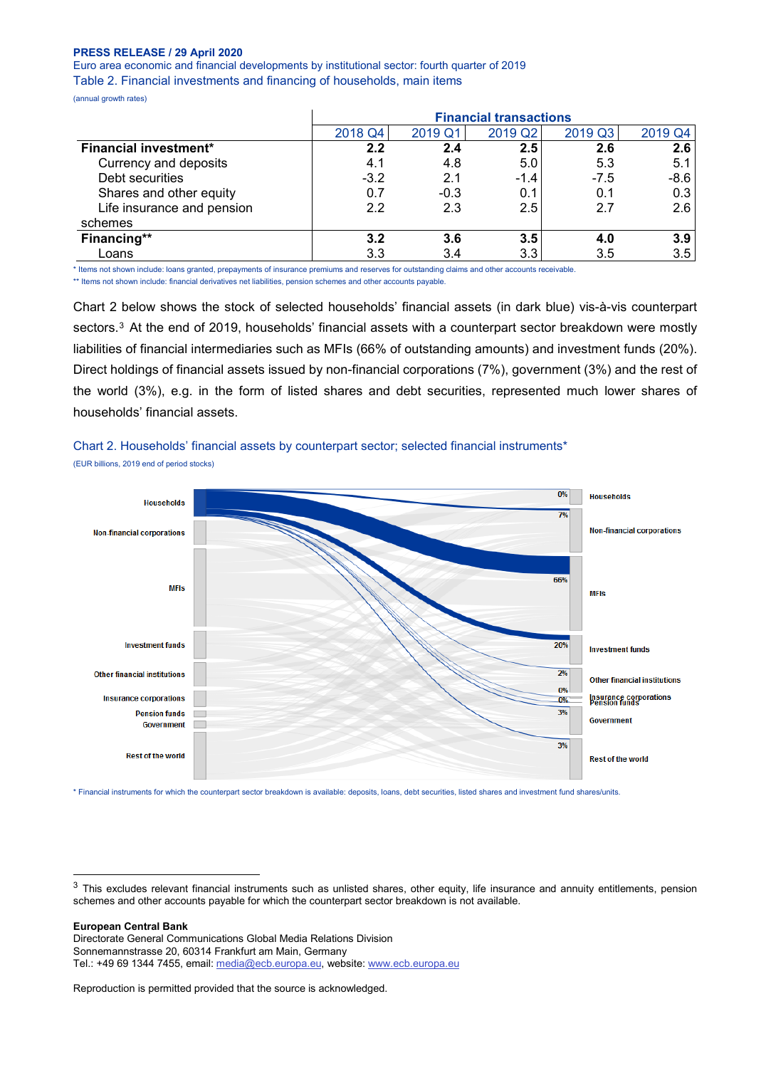Table 2. Financial investments and financing of households, main items

(annual growth rates)

| | Financial transactions | | | | |
|---|---|---|---|---|---|
| | 2018 Q4 | 2019 Q1 | 2019 Q2 | 2019 Q3 | 2019 Q4 |
| **Financial investment*** | **2.2** | **2.4** | **2.5** | **2.6** | **2.6** |
| Currency and deposits | 4.1 | 4.8 | 5.0 | 5.3 | 5.1 |
| Debt securities | -3.2 | 2.1 | -1.4 | -7.5 | -8.6 |
| Shares and other equity | 0.7 | -0.3 | 0.1 | 0.1 | 0.3 |
| Life insurance and pension schemes | 2.2 | 2.3 | 2.5 | 2.7 | 2.6 |
| **Financing**** | **3.2** | **3.6** | **3.5** | **4.0** | **3.9** |
| Loans | 3.3 | 3.4 | 3.3 | 3.5 | 3.5 |

* Items not shown include: loans granted, prepayments of insurance premiums and reserves for outstanding claims and other accounts receivable.

** Items not shown include: financial derivatives net liabilities, pension schemes and other accounts payable.

Chart 2 below shows the stock of selected households' financial assets (in dark blue) vis-à-vis counterpart sectors.[3] At the end of 2019, households' financial assets with a counterpart sector breakdown were mostly liabilities of financial intermediaries such as MFIs (66% of outstanding amounts) and investment funds (20%). Direct holdings of financial assets issued by non-financial corporations (7%), government (3%) and the rest of the world (3%), e.g. in the form of listed shares and debt securities, represented much lower shares of households' financial assets.

Chart 2. Households' financial assets by counterpart sector; selected financial instruments*

(EUR billions, 2019 end of period stocks)

* Financial instruments for which the counterpart sector breakdown is available: deposits, loans, debt securities, listed shares and investment fund shares/units.

[3] This excludes relevant financial instruments such as unlisted shares, other equity, life insurance and annuity entitlements, pension schemes and other accounts payable for which the counterpart sector breakdown is not available.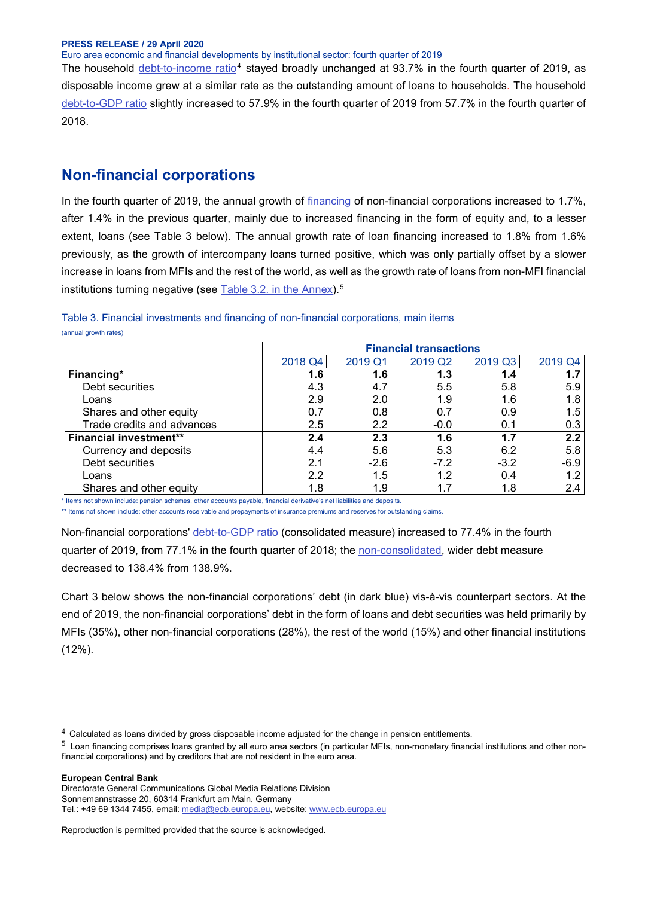The household debt-to-income ratio[4] stayed broadly unchanged at 93.7% in the fourth quarter of 2019, as disposable income grew at a similar rate as the outstanding amount of loans to households. The household debt-to-GDP ratio slightly increased to 57.9% in the fourth quarter of 2019 from 57.7% in the fourth quarter of 2018.

## Non-financial corporations

In the fourth quarter of 2019, the annual growth of financing of non-financial corporations increased to 1.7%, after 1.4% in the previous quarter, mainly due to increased financing in the form of equity and, to a lesser extent, loans (see Table 3 below). The annual growth rate of loan financing increased to 1.8% from 1.6% previously, as the growth of intercompany loans turned positive, which was only partially offset by a slower increase in loans from MFIs and the rest of the world, as well as the growth rate of loans from non-MFI financial institutions turning negative (see Table 3.2. in the Annex).[5]

Table 3. Financial investments and financing of non-financial corporations, main items

(annual growth rates)

| | Financial transactions | | | | |
|---|---|---|---|---|---|
| | 2018 Q4 | 2019 Q1 | 2019 Q2 | 2019 Q3 | 2019 Q4 |
| **Financing*** | **1.6** | **1.6** | **1.3** | **1.4** | **1.7** |
| Debt securities | 4.3 | 4.7 | 5.5 | 5.8 | 5.9 |
| Loans | 2.9 | 2.0 | 1.9 | 1.6 | 1.8 |
| Shares and other equity | 0.7 | 0.8 | 0.7 | 0.9 | 1.5 |
| Trade credits and advances | 2.5 | 2.2 | -0.0 | 0.1 | 0.3 |
| **Financial investment**** | **2.4** | **2.3** | **1.6** | **1.7** | **2.2** |
| Currency and deposits | 4.4 | 5.6 | 5.3 | 6.2 | 5.8 |
| Debt securities | 2.1 | -2.6 | -7.2 | -3.2 | -6.9 |
| Loans | 2.2 | 1.5 | 1.2 | 0.4 | 1.2 |
| Shares and other equity | 1.8 | 1.9 | 1.7 | 1.8 | 2.4 |

\* Items not shown include: pension schemes, other accounts payable, financial derivative's net liabilities and deposits.

\*\* Items not shown include: other accounts receivable and prepayments of insurance premiums and reserves for outstanding claims.

Non-financial corporations' debt-to-GDP ratio (consolidated measure) increased to 77.4% in the fourth quarter of 2019, from 77.1% in the fourth quarter of 2018; the non-consolidated, wider debt measure decreased to 138.4% from 138.9%.

Chart 3 below shows the non-financial corporations' debt (in dark blue) vis-à-vis counterpart sectors. At the end of 2019, the non-financial corporations' debt in the form of loans and debt securities was held primarily by MFIs (35%), other non-financial corporations (28%), the rest of the world (15%) and other financial institutions (12%).

[4] Calculated as loans divided by gross disposable income adjusted for the change in pension entitlements.

[5] Loan financing comprises loans granted by all euro area sectors (in particular MFIs, non-monetary financial institutions and other non-financial corporations) and by creditors that are not resident in the euro area.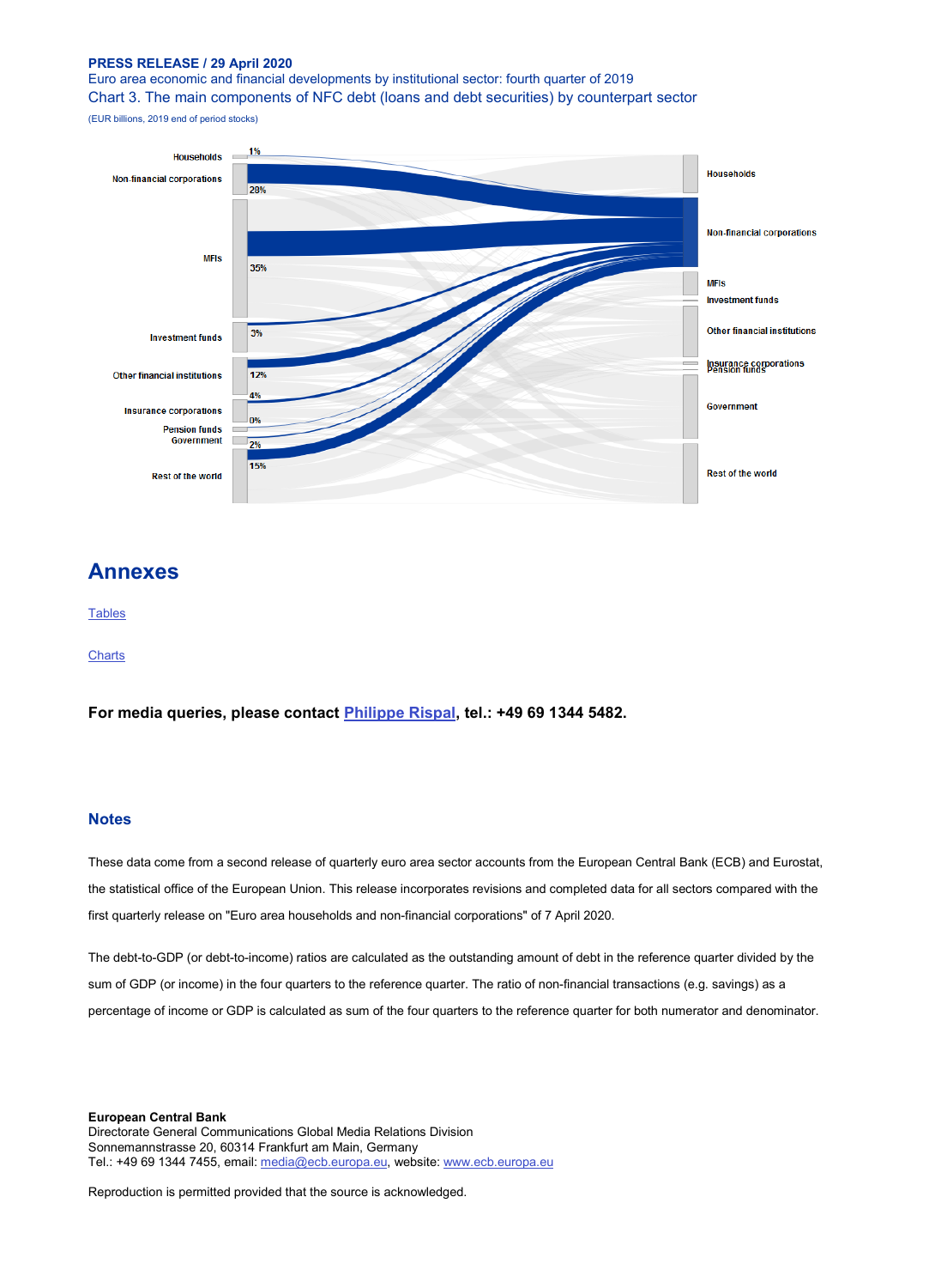**PRESS RELEASE / 29 April 2020**

Euro area economic and financial developments by institutional sector: fourth quarter of 2019

Chart 3. The main components of NFC debt (loans and debt securities) by counterpart sector

(EUR billions, 2019 end of period stocks)

Households 1%
Non-financial corporations 28%
MFIs 35%
Investment funds 3%
Other financial institutions 12%
Insurance corporations 4%
Pension funds 0%
Government 2%
Rest of the world 15%

Households
Non-financial corporations
MFIs
Investment funds
Other financial institutions
Insurance corporations
Pension funds
Government
Rest of the world

## Annexes

[Tables]

[Charts]

**For media queries, please contact [Philippe Rispal], tel.: +49 69 1344 5482.**

### Notes

These data come from a second release of quarterly euro area sector accounts from the European Central Bank (ECB) and Eurostat, the statistical office of the European Union. This release incorporates revisions and completed data for all sectors compared with the first quarterly release on "Euro area households and non-financial corporations" of 7 April 2020.

The debt-to-GDP (or debt-to-income) ratios are calculated as the outstanding amount of debt in the reference quarter divided by the sum of GDP (or income) in the four quarters to the reference quarter. The ratio of non-financial transactions (e.g. savings) as a percentage of income or GDP is calculated as sum of the four quarters to the reference quarter for both numerator and denominator.

**European Central Bank**
Directorate General Communications Global Media Relations Division
Sonnemannstrasse 20, 60314 Frankfurt am Main, Germany
Tel.: +49 69 1344 7455, email: media@ecb.europa.eu, website: www.ecb.europa.eu

Reproduction is permitted provided that the source is acknowledged.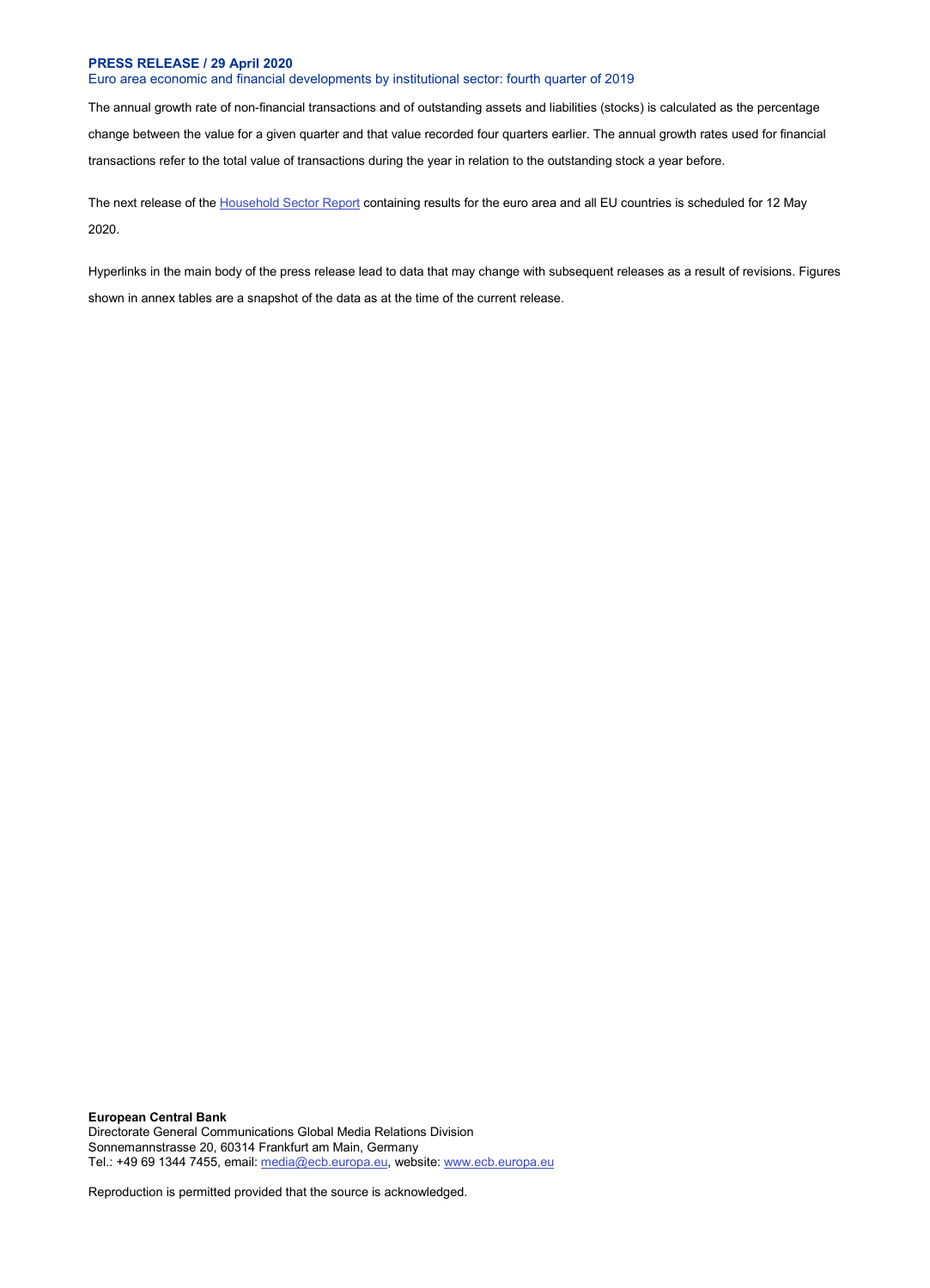The annual growth rate of non-financial transactions and of outstanding assets and liabilities (stocks) is calculated as the percentage change between the value for a given quarter and that value recorded four quarters earlier. The annual growth rates used for financial transactions refer to the total value of transactions during the year in relation to the outstanding stock a year before.

The next release of the Household Sector Report containing results for the euro area and all EU countries is scheduled for 12 May 2020.

Hyperlinks in the main body of the press release lead to data that may change with subsequent releases as a result of revisions. Figures shown in annex tables are a snapshot of the data as at the time of the current release.

**European Central Bank**
Directorate General Communications Global Media Relations Division
Sonnemannstrasse 20, 60314 Frankfurt am Main, Germany
Tel.: +49 69 1344 7455, email: media@ecb.europa.eu, website: www.ecb.europa.eu

Reproduction is permitted provided that the source is acknowledged.